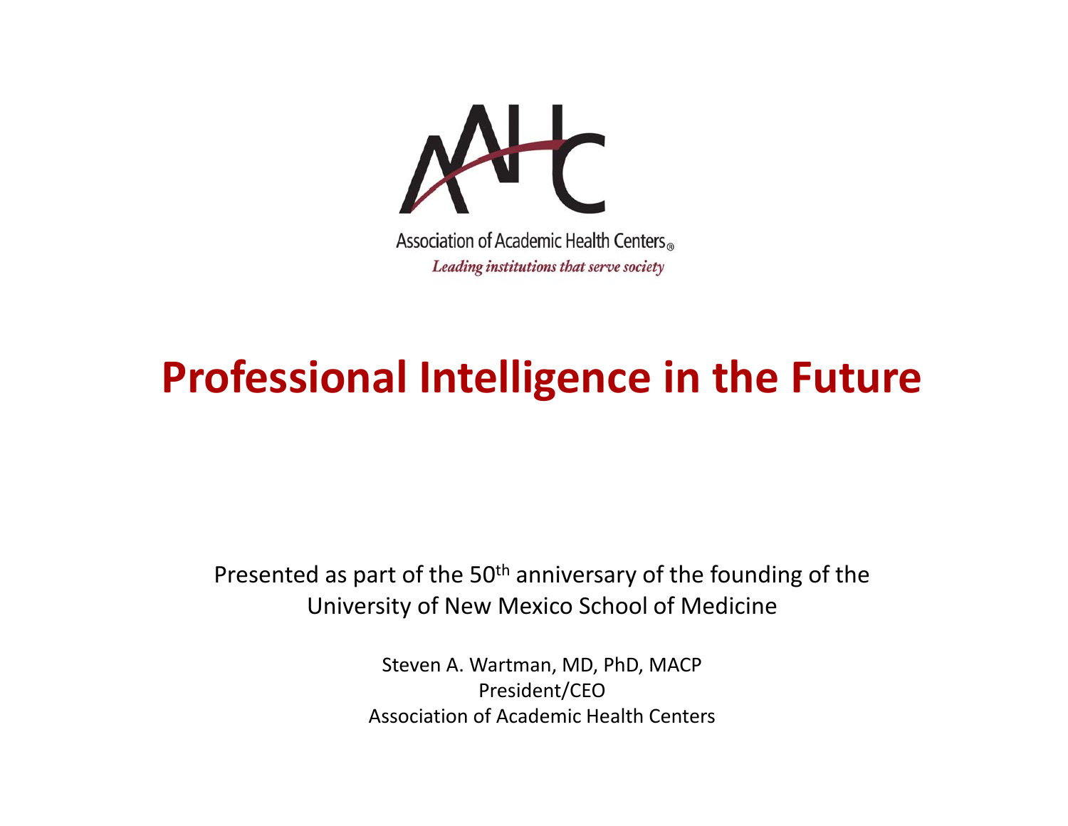Association of Academic Health Centers®

*Leading institutions that serve society*

# Professional Intelligence in the Future

Presented as part of the 50th anniversary of the founding of the University of New Mexico School of Medicine

Steven A. Wartman, MD, PhD, MACP
President/CEO
Association of Academic Health Centers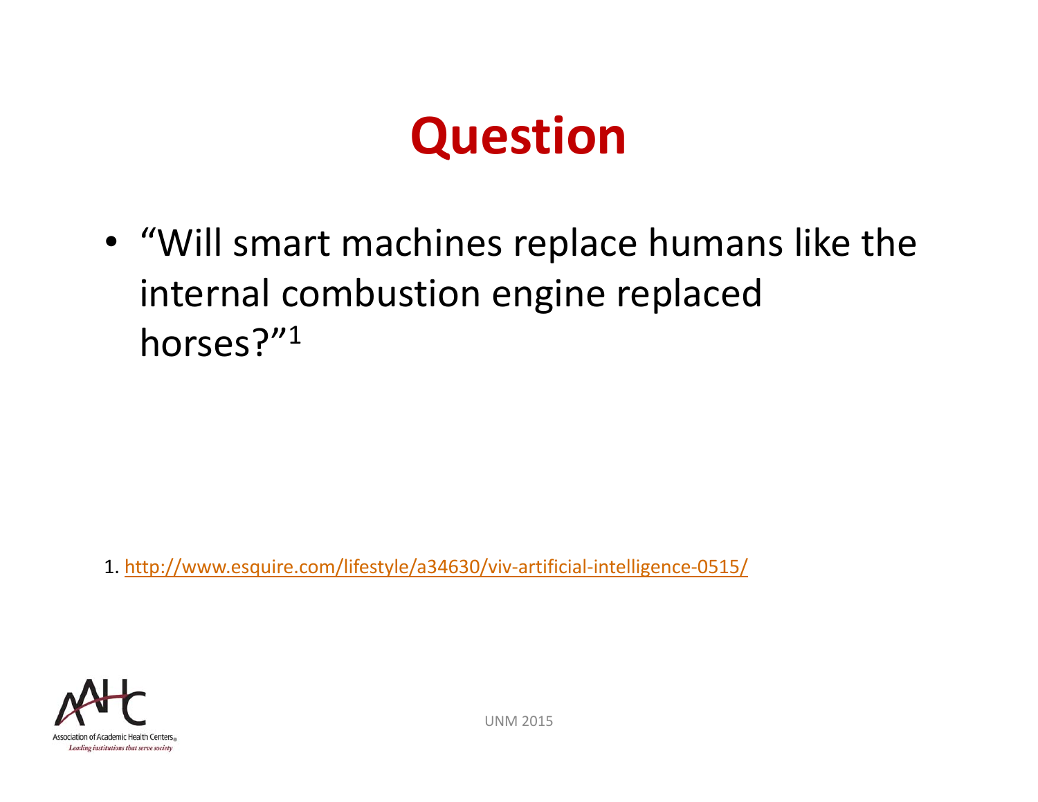# Question

- "Will smart machines replace humans like the internal combustion engine replaced horses?"[1]

1. http://www.esquire.com/lifestyle/a34630/viv-artificial-intelligence-0515/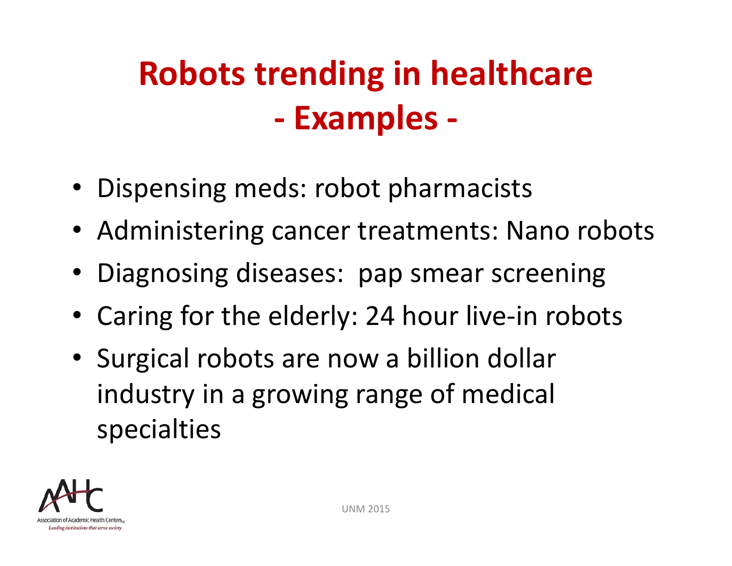# Robots trending in healthcare - Examples -

- Dispensing meds: robot pharmacists
- Administering cancer treatments: Nano robots
- Diagnosing diseases:  pap smear screening
- Caring for the elderly: 24 hour live-in robots
- Surgical robots are now a billion dollar industry in a growing range of medical specialties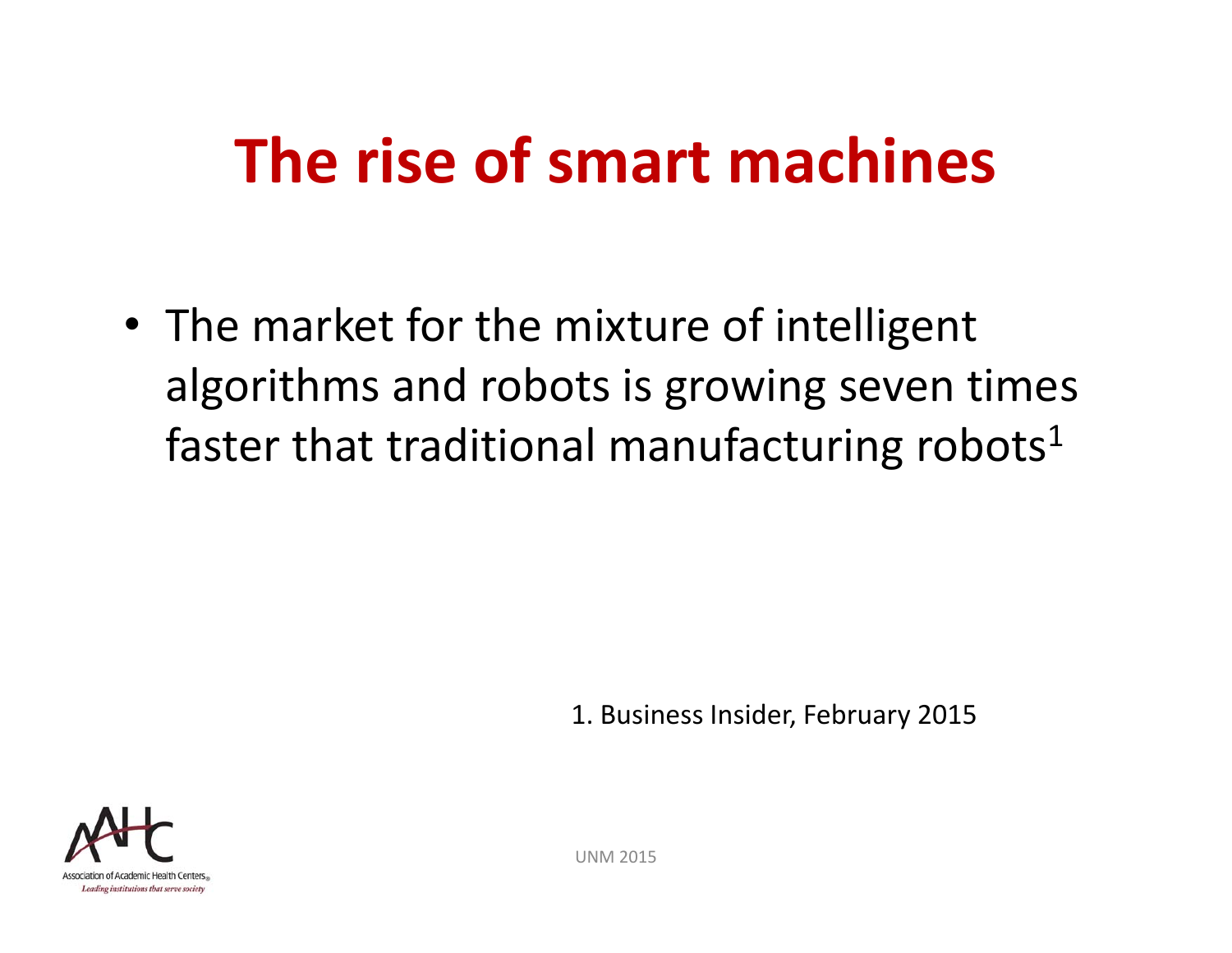# The rise of smart machines

- The market for the mixture of intelligent algorithms and robots is growing seven times faster that traditional manufacturing robots[1]

1. Business Insider, February 2015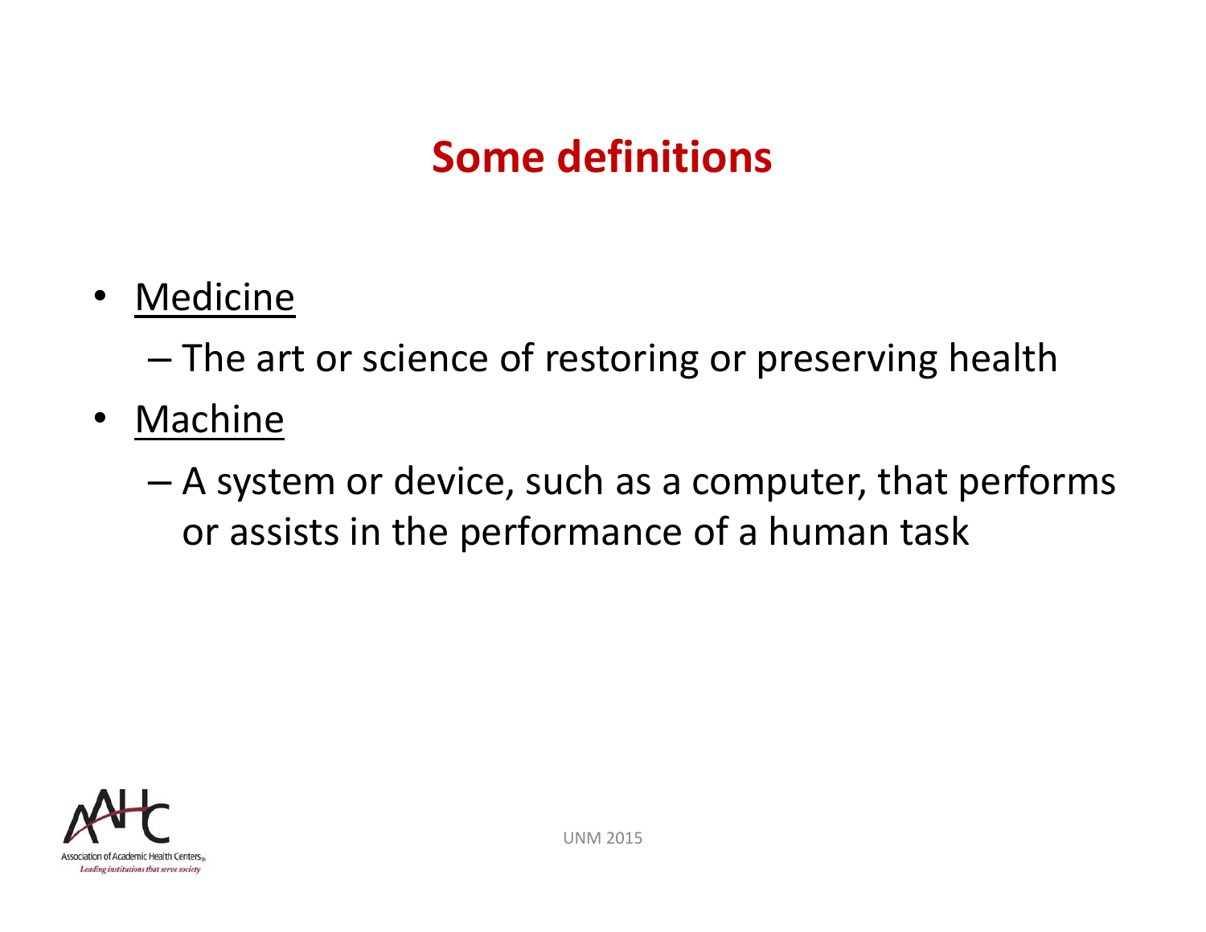# Some definitions

- <u>Medicine</u>
  - The art or science of restoring or preserving health
- <u>Machine</u>
  - A system or device, such as a computer, that performs or assists in the performance of a human task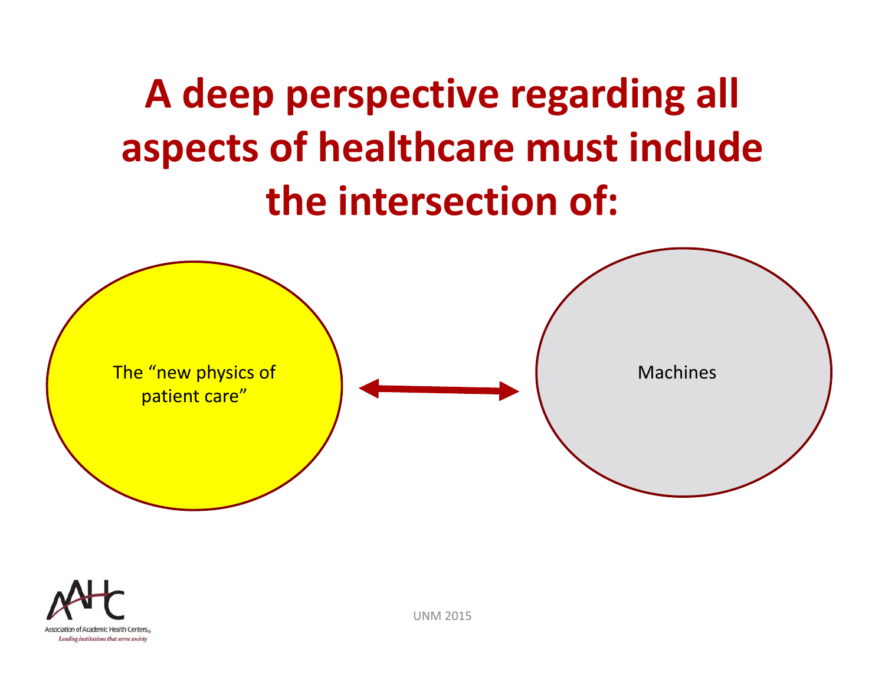# A deep perspective regarding all aspects of healthcare must include the intersection of:

The "new physics of patient care" ↔ Machines

Association of Academic Health Centers
*Leading institutions that serve society*

UNM 2015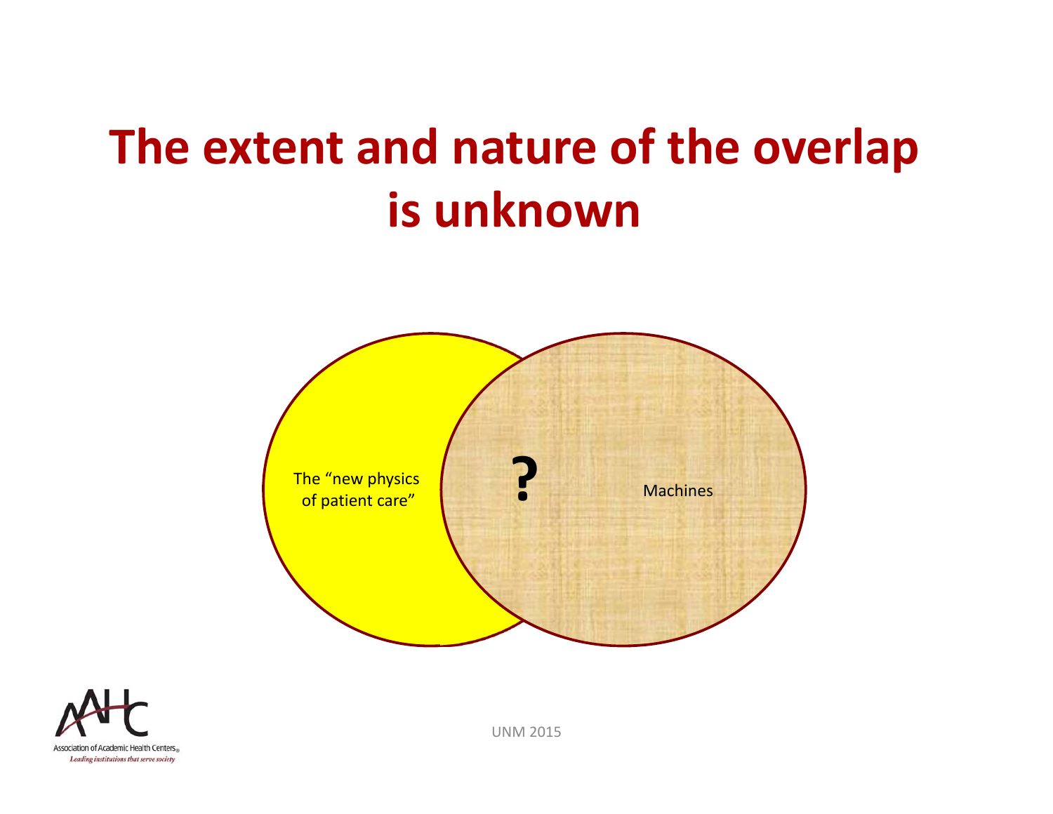# The extent and nature of the overlap is unknown

The "new physics of patient care"

?

Machines

Association of Academic Health Centers
*Leading institutions that serve society*

UNM 2015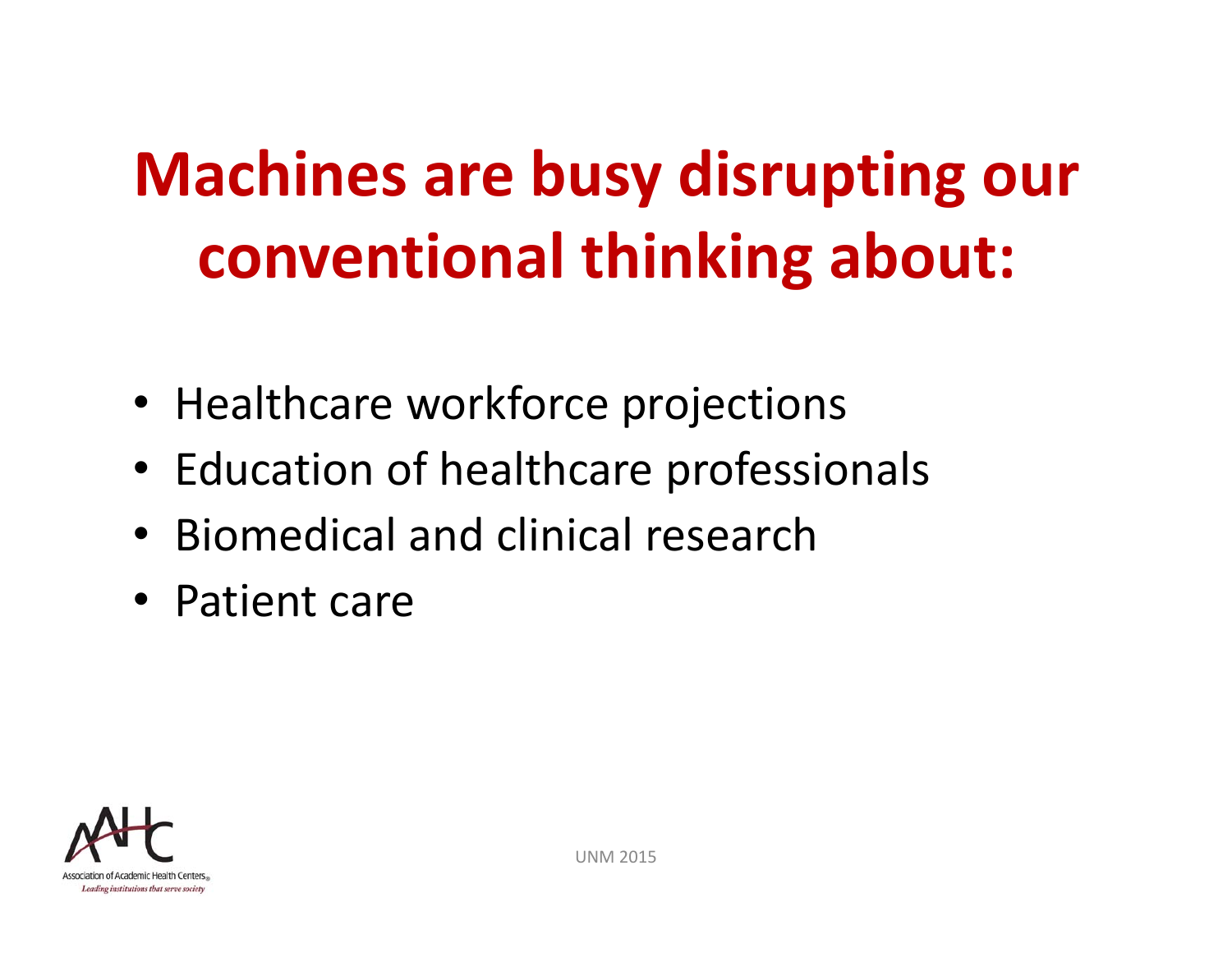# Machines are busy disrupting our conventional thinking about:

- Healthcare workforce projections
- Education of healthcare professionals
- Biomedical and clinical research
- Patient care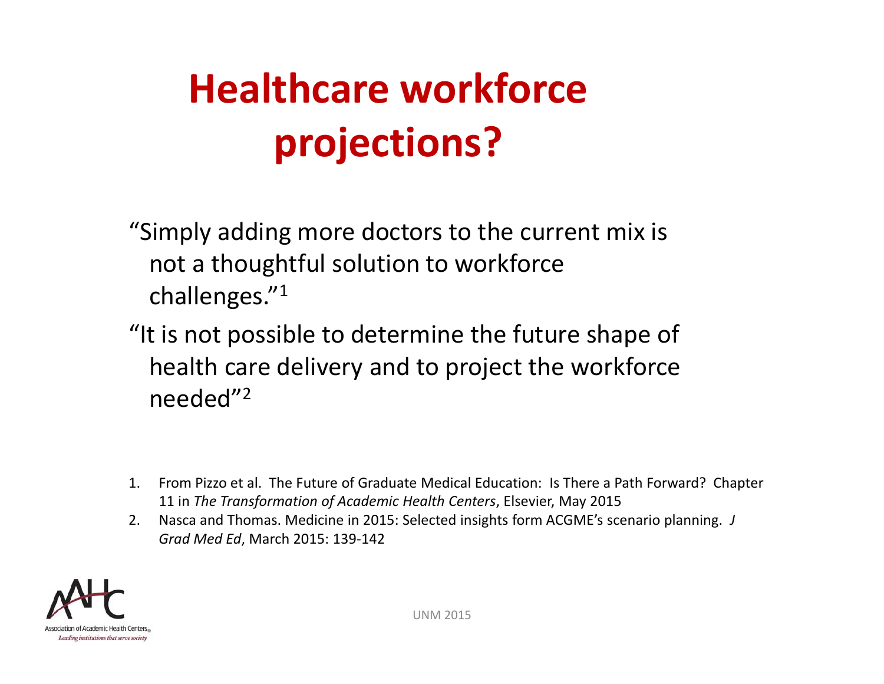# Healthcare workforce projections?

"Simply adding more doctors to the current mix is not a thoughtful solution to workforce challenges."[1]

"It is not possible to determine the future shape of health care delivery and to project the workforce needed"[2]

1. From Pizzo et al. The Future of Graduate Medical Education: Is There a Path Forward? Chapter 11 in *The Transformation of Academic Health Centers*, Elsevier, May 2015
2. Nasca and Thomas. Medicine in 2015: Selected insights form ACGME's scenario planning. *J Grad Med Ed*, March 2015: 139-142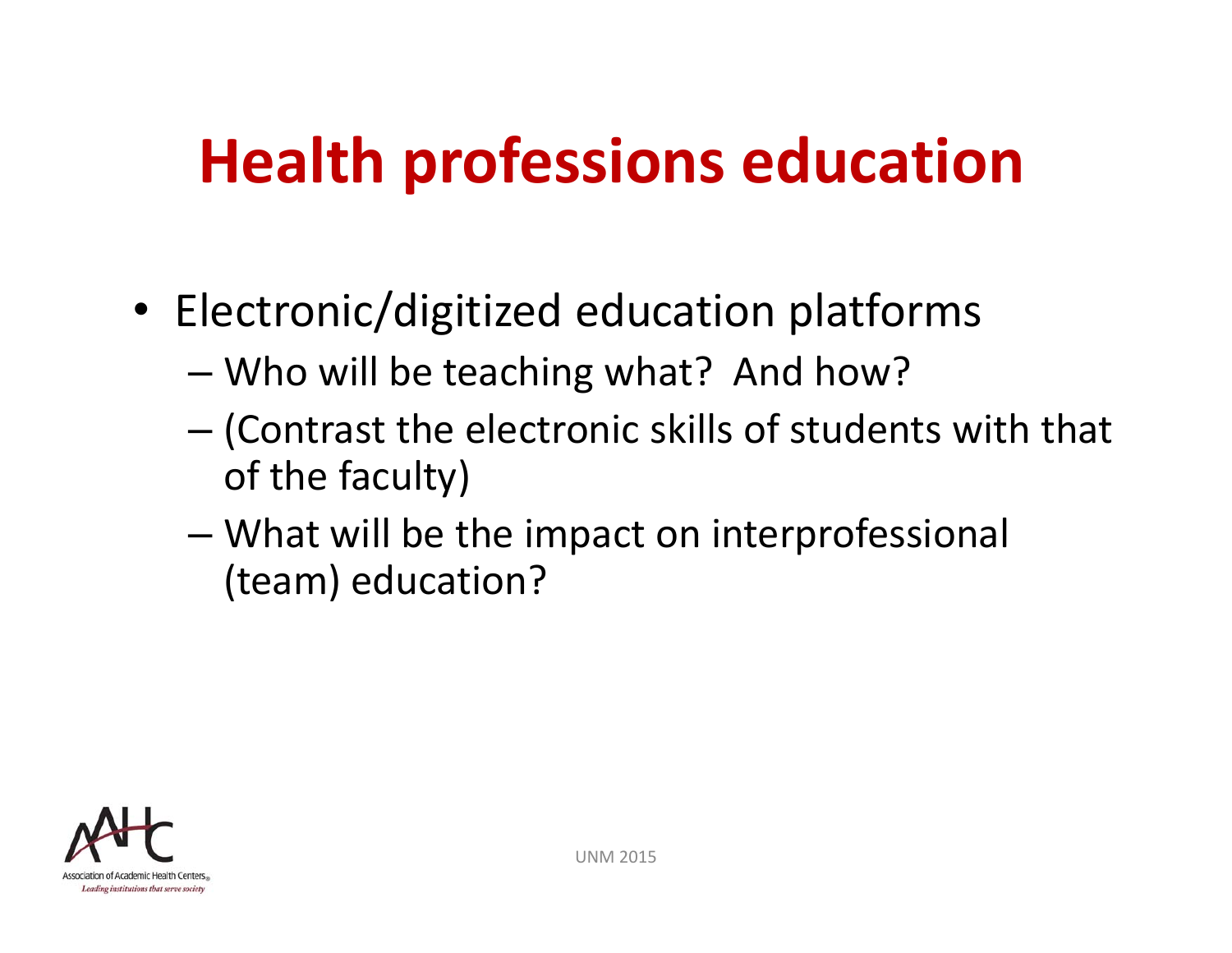# Health professions education

- Electronic/digitized education platforms
  - Who will be teaching what? And how?
  - (Contrast the electronic skills of students with that of the faculty)
  - What will be the impact on interprofessional (team) education?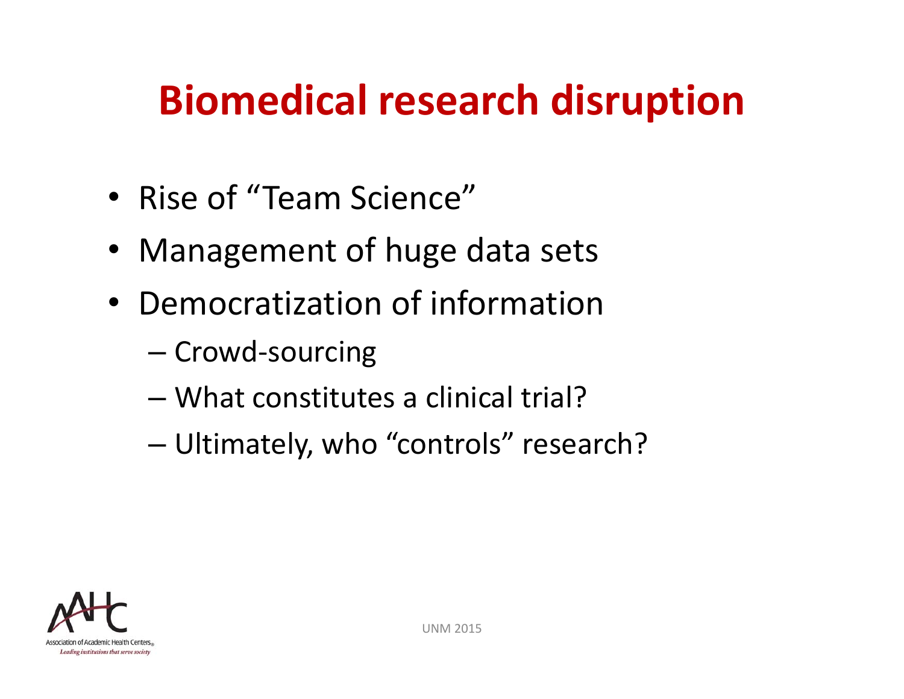# Biomedical research disruption

- Rise of “Team Science”
- Management of huge data sets
- Democratization of information
  - Crowd-sourcing
  - What constitutes a clinical trial?
  - Ultimately, who “controls” research?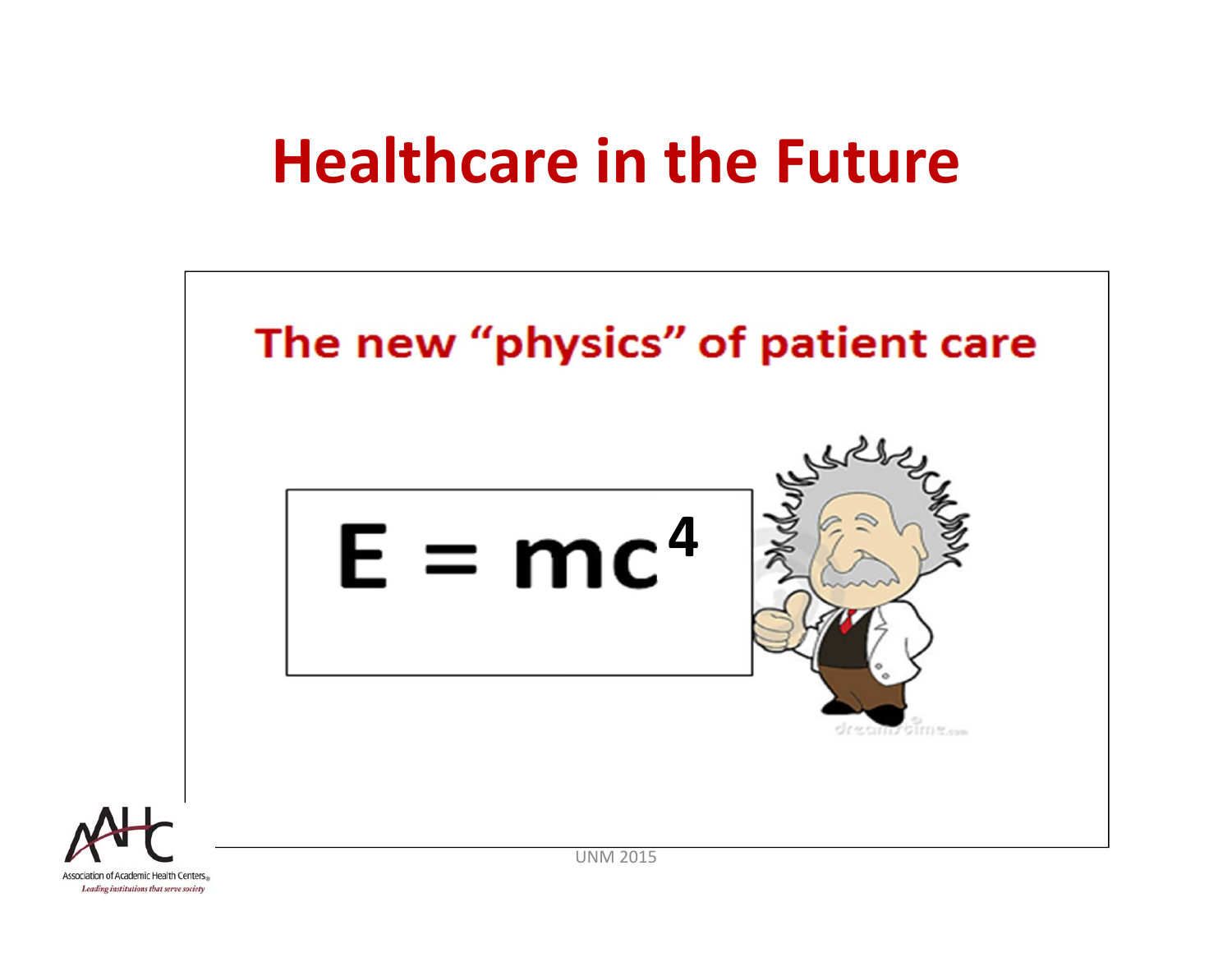# Healthcare in the Future

## The new "physics" of patient care

$$E = mc^4$$

UNM 2015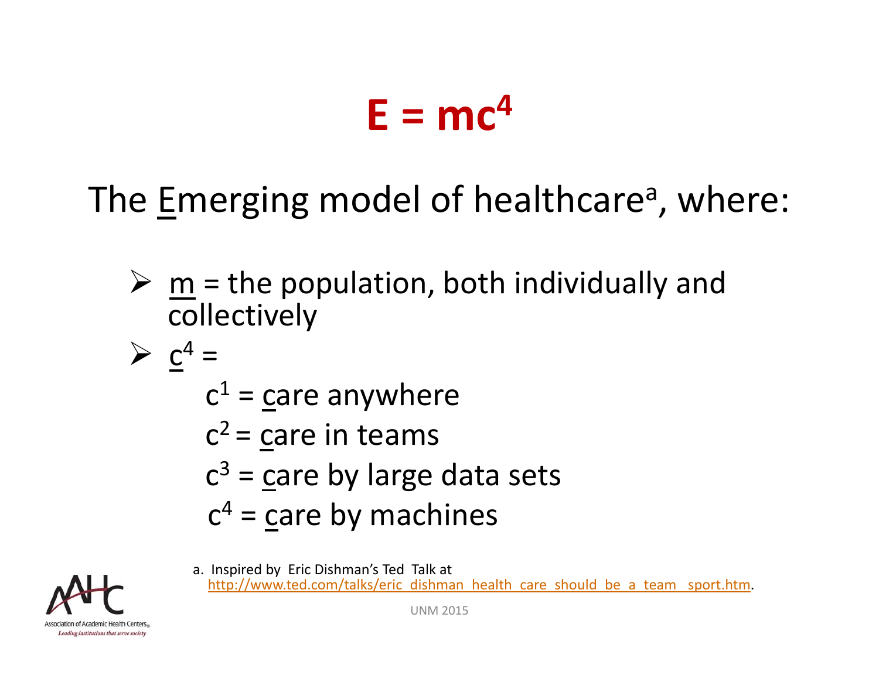# $E = mc^4$

The <u>E</u>merging model of healthcare[a], where:

- <u>m</u> = the population, both individually and collectively
- <u>c</u>$^4$ =
  - $c^1$ = <u>c</u>are anywhere
  - $c^2$ = <u>c</u>are in teams
  - $c^3$ = <u>c</u>are by large data sets
  - $c^4$ = <u>c</u>are by machines

a. Inspired by Eric Dishman's Ted Talk at http://www.ted.com/talks/eric_dishman_health_care_should_be_a_team_sport.htm.

Association of Academic Health Centers
*Leading institutions that serve society*

UNM 2015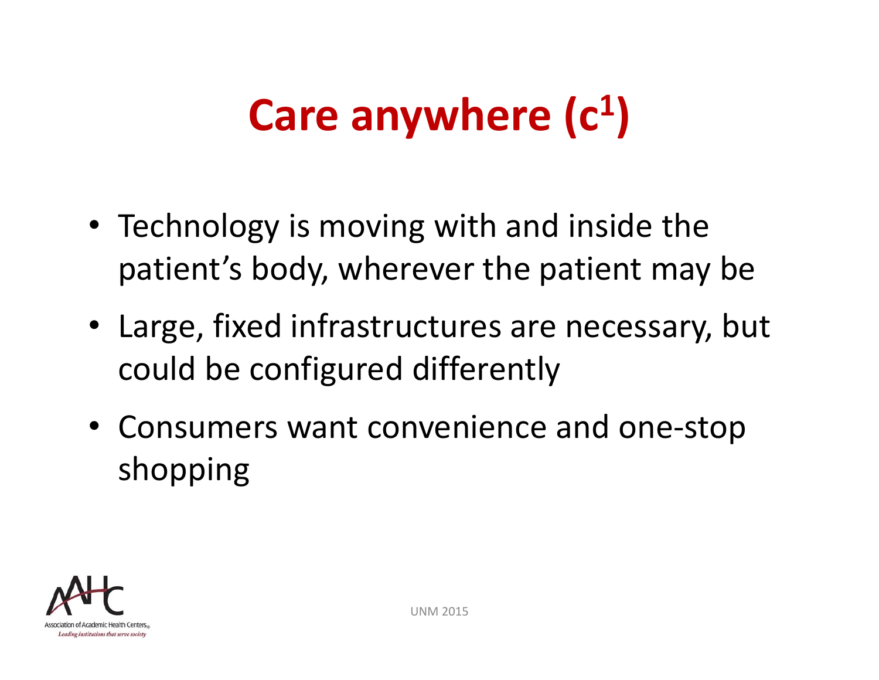# Care anywhere ($c^1$)

- Technology is moving with and inside the patient's body, wherever the patient may be
- Large, fixed infrastructures are necessary, but could be configured differently
- Consumers want convenience and one-stop shopping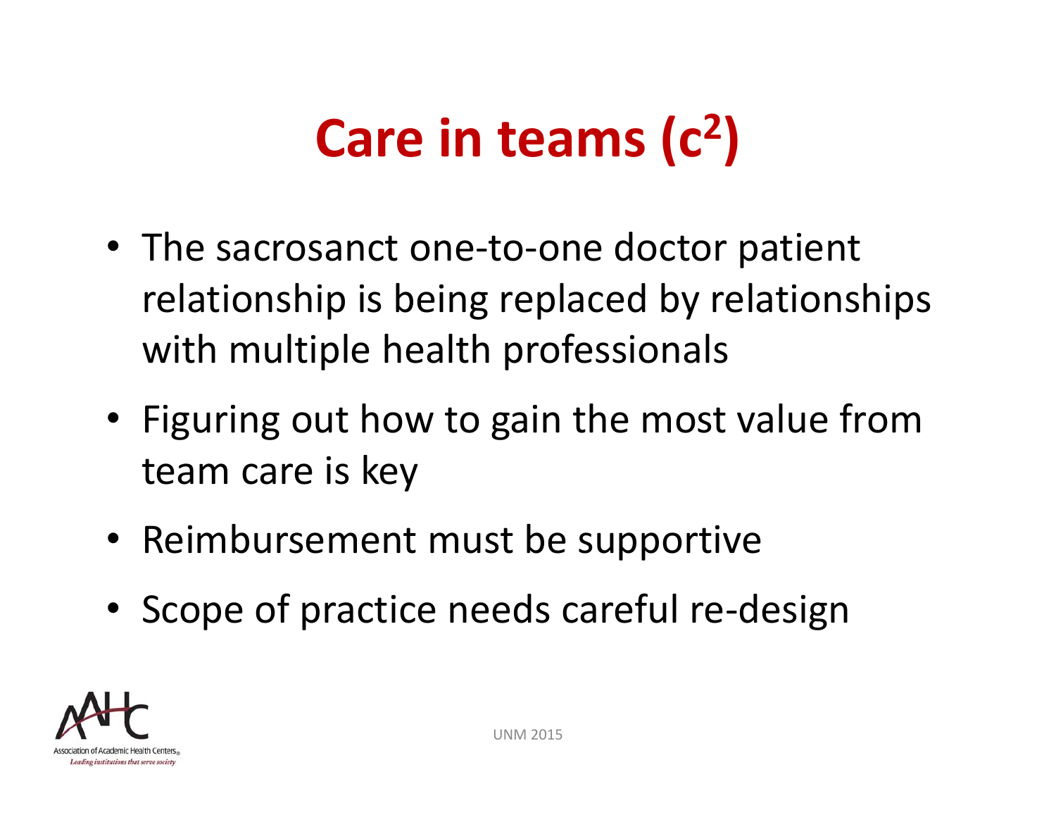# Care in teams ($c^2$)

- The sacrosanct one-to-one doctor patient relationship is being replaced by relationships with multiple health professionals
- Figuring out how to gain the most value from team care is key
- Reimbursement must be supportive
- Scope of practice needs careful re-design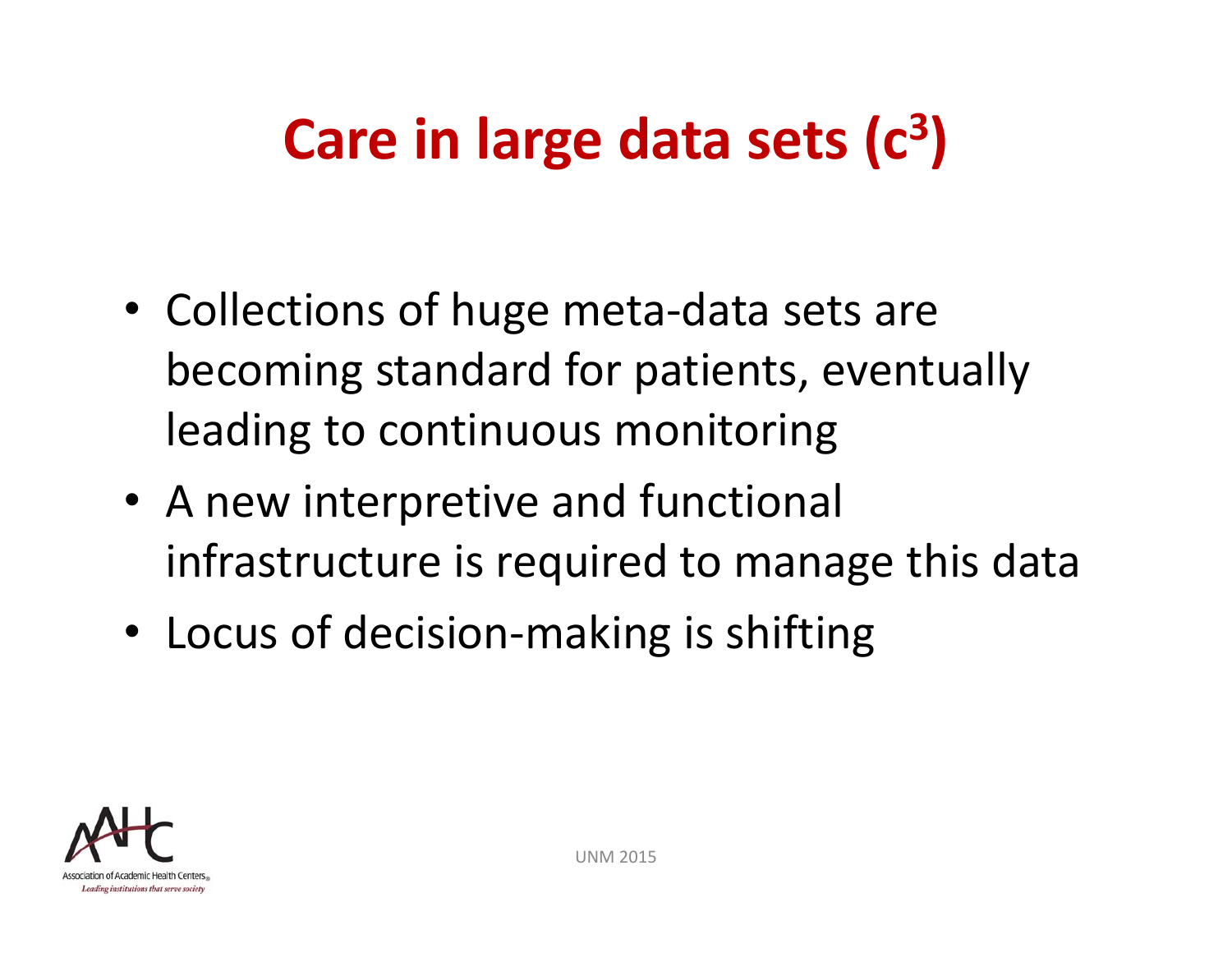# Care in large data sets ($c^3$)

- Collections of huge meta-data sets are becoming standard for patients, eventually leading to continuous monitoring
- A new interpretive and functional infrastructure is required to manage this data
- Locus of decision-making is shifting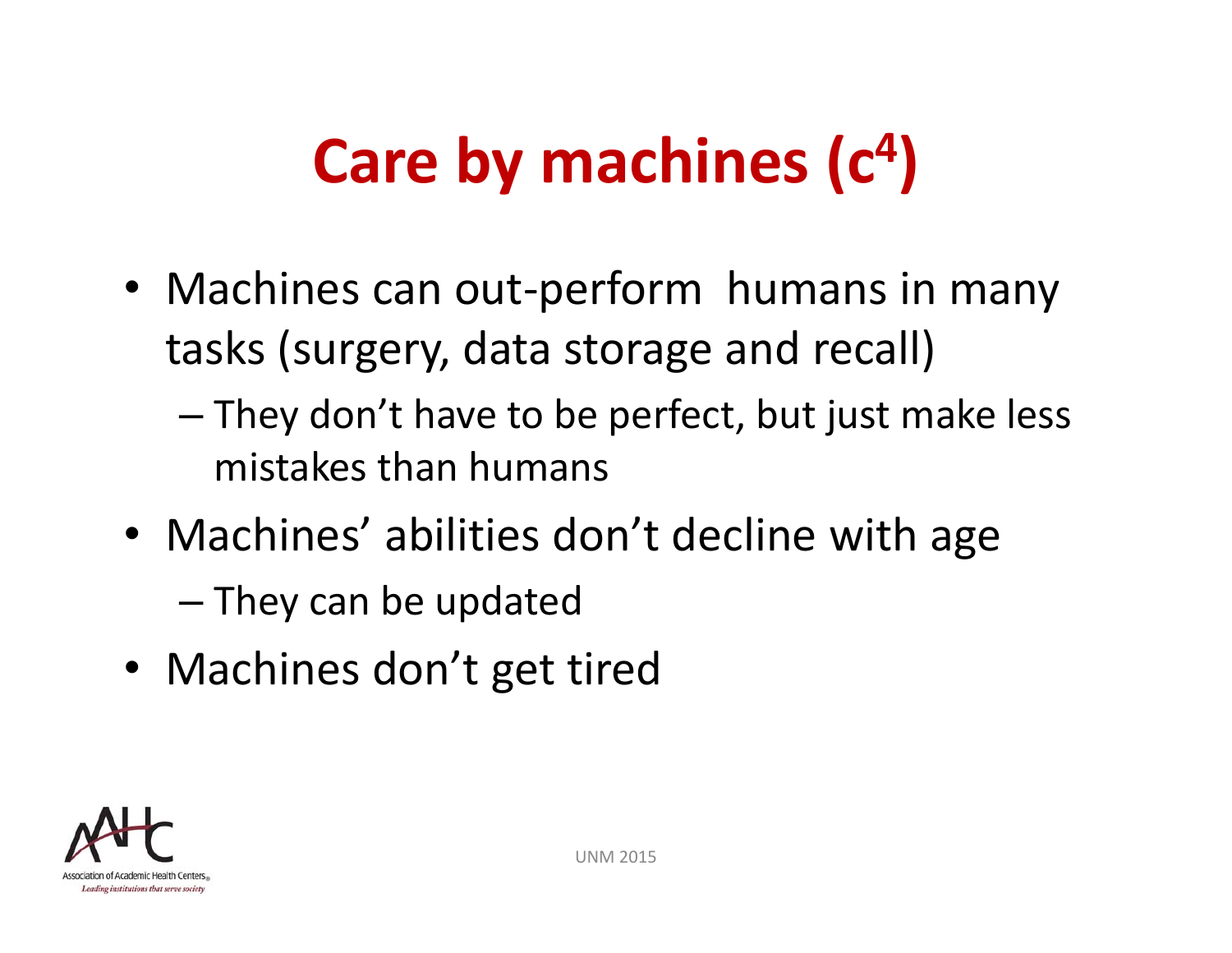# Care by machines ($c^4$)

- Machines can out-perform humans in many tasks (surgery, data storage and recall)
  - They don't have to be perfect, but just make less mistakes than humans
- Machines' abilities don't decline with age
  - They can be updated
- Machines don't get tired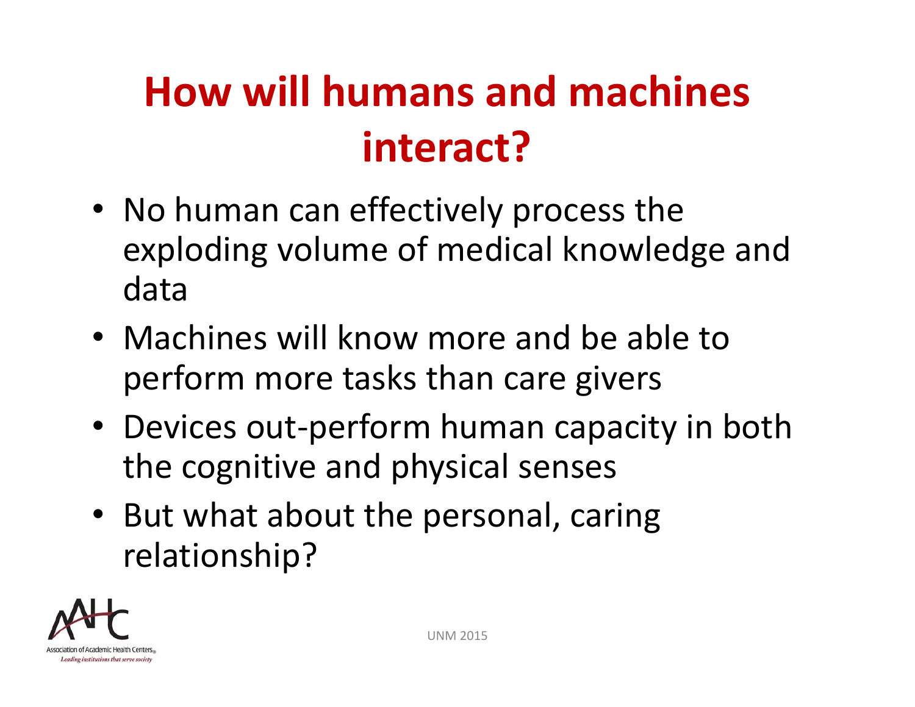# How will humans and machines interact?

- No human can effectively process the exploding volume of medical knowledge and data
- Machines will know more and be able to perform more tasks than care givers
- Devices out-perform human capacity in both the cognitive and physical senses
- But what about the personal, caring relationship?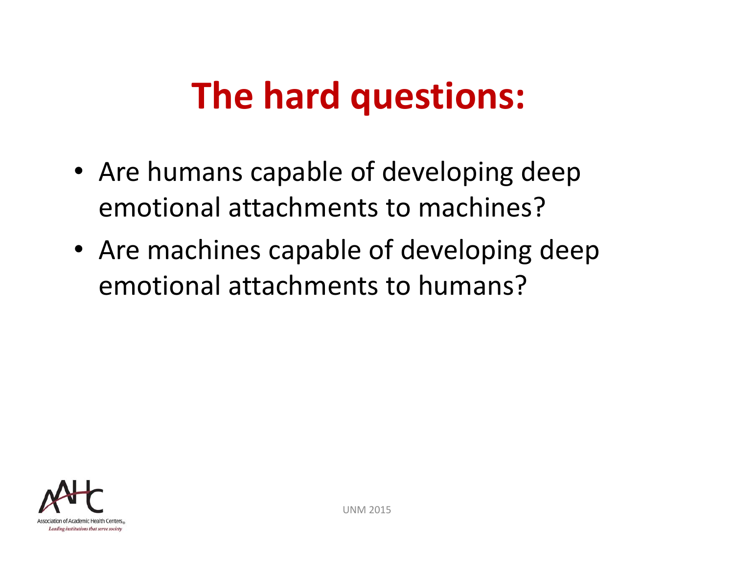# The hard questions:

- Are humans capable of developing deep emotional attachments to machines?
- Are machines capable of developing deep emotional attachments to humans?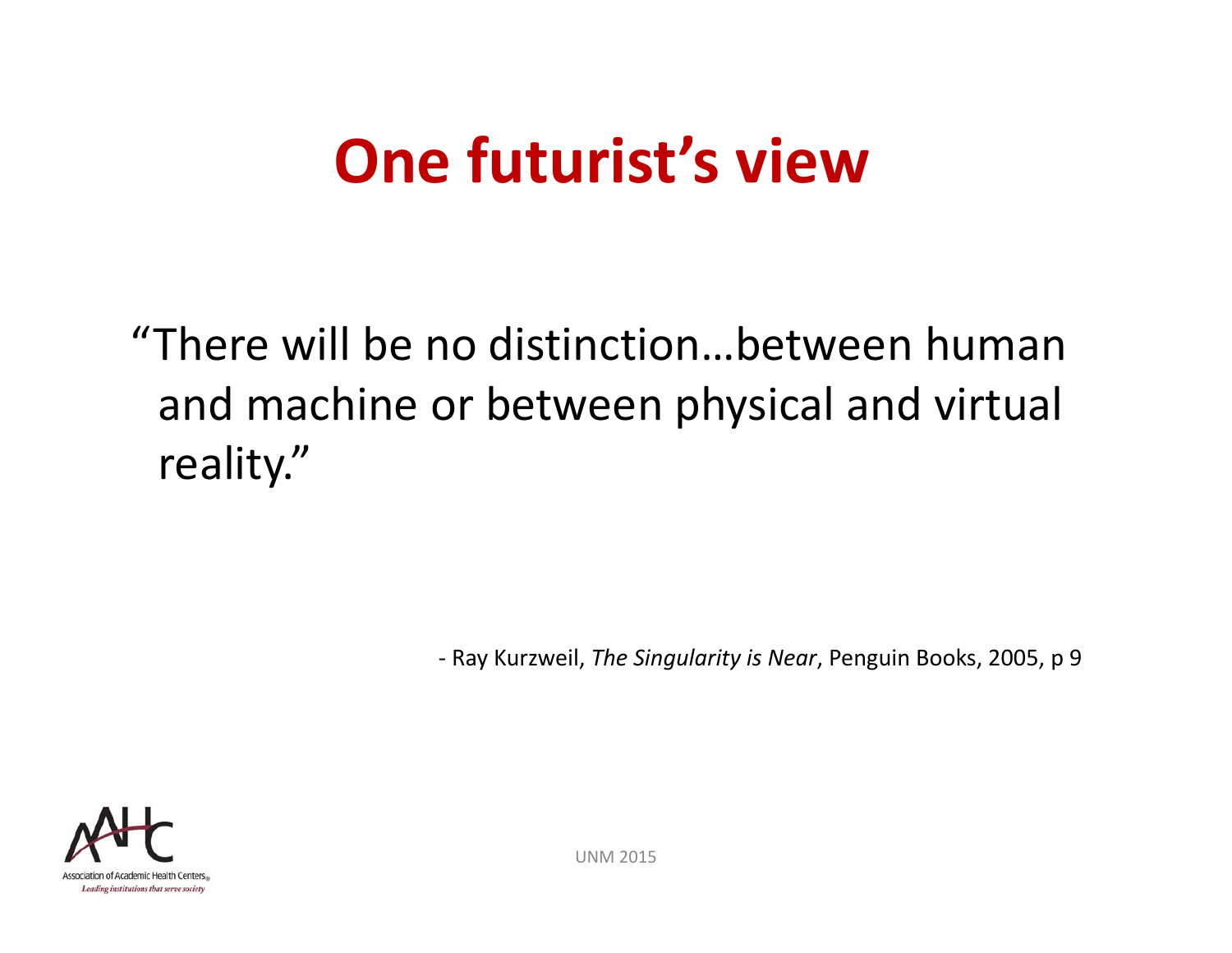# One futurist's view

"There will be no distinction…between human and machine or between physical and virtual reality."

- Ray Kurzweil, *The Singularity is Near*, Penguin Books, 2005, p 9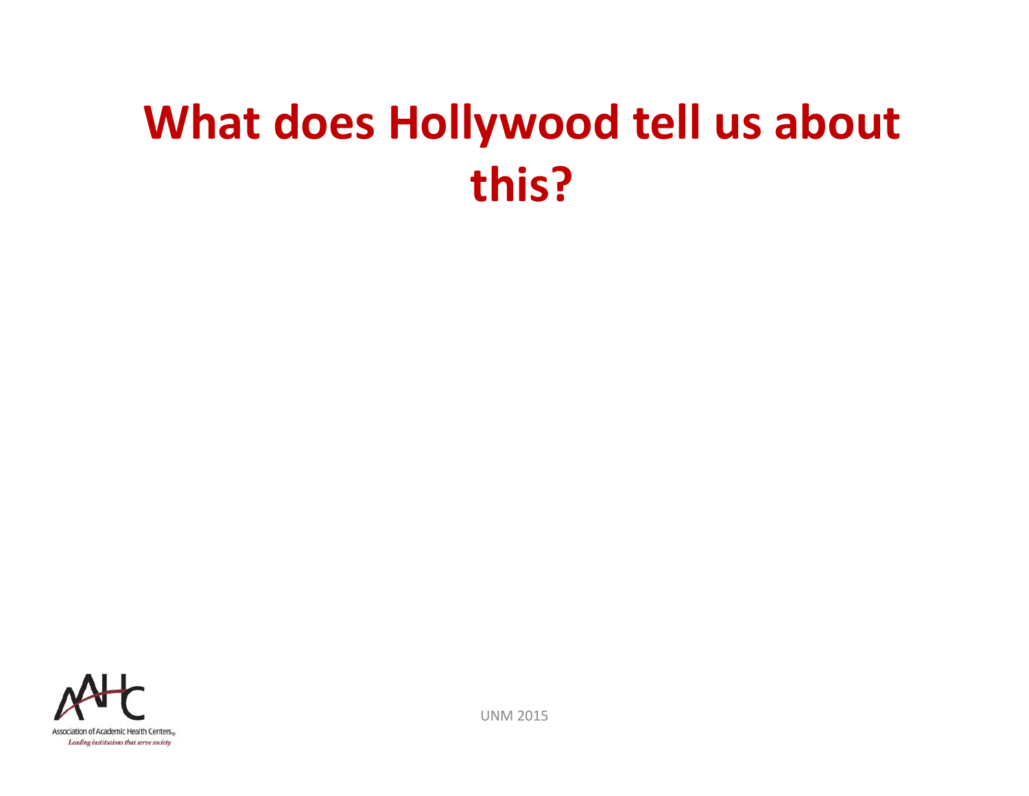# What does Hollywood tell us about this?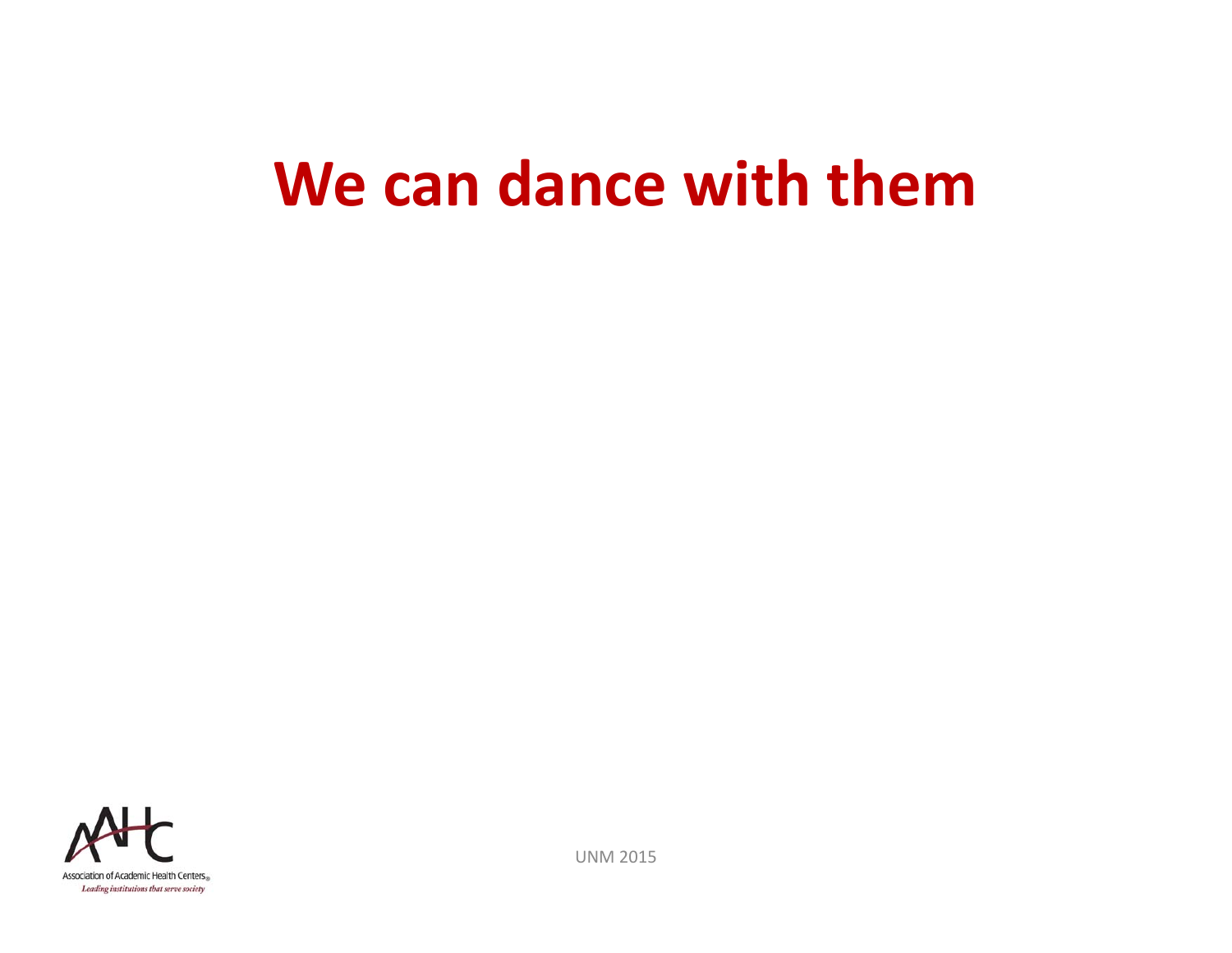# We can dance with them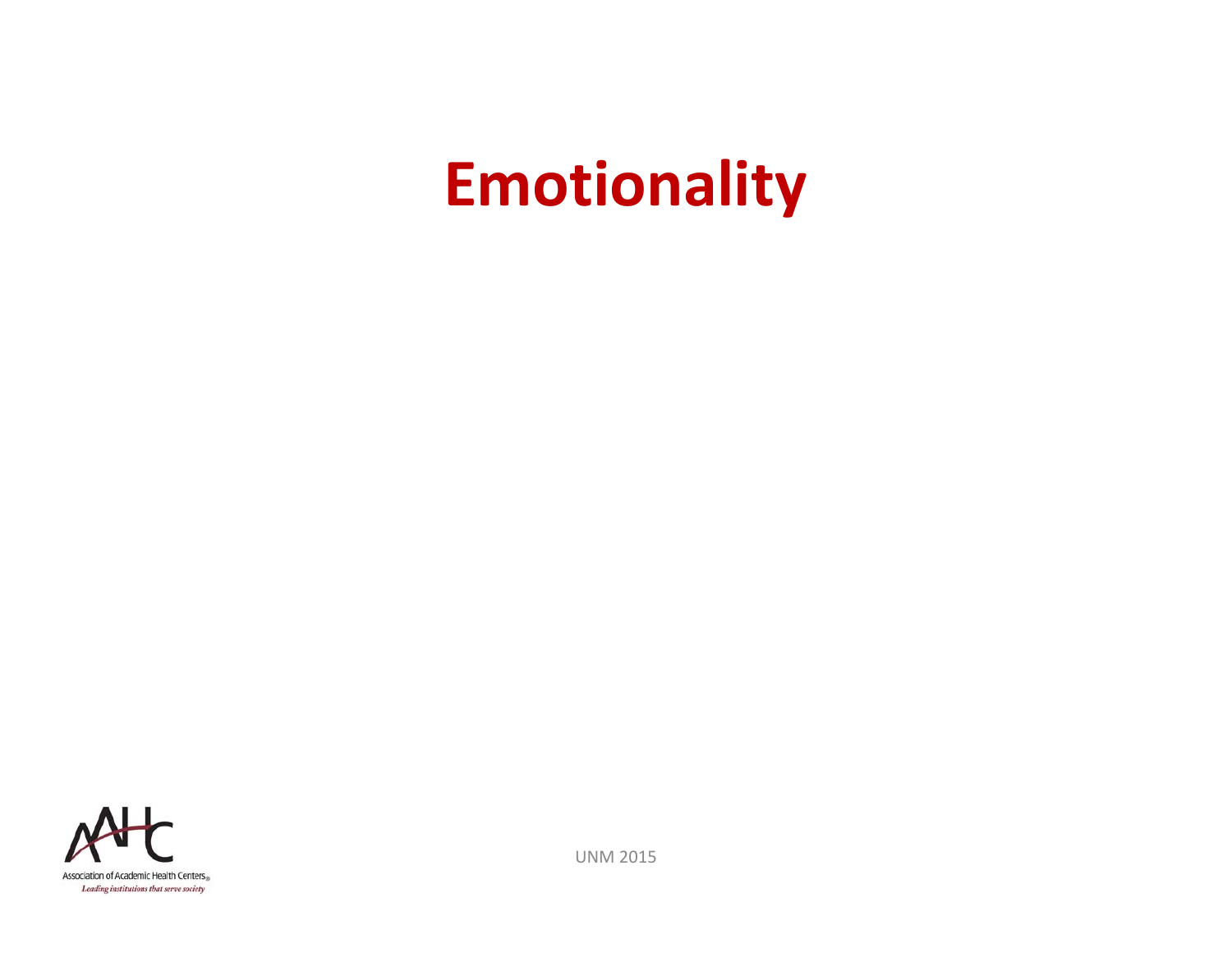# Emotionality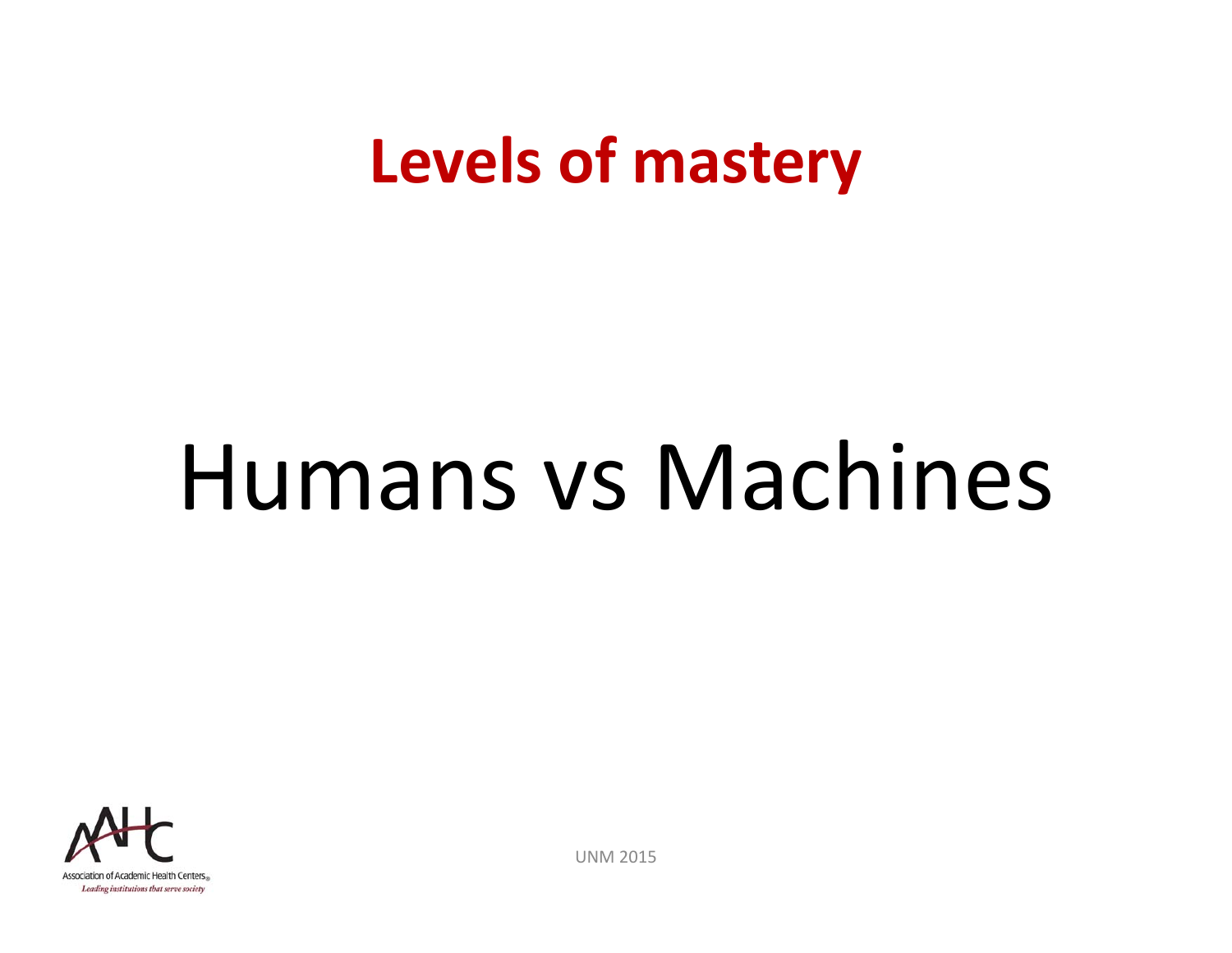# Levels of mastery

Humans vs Machines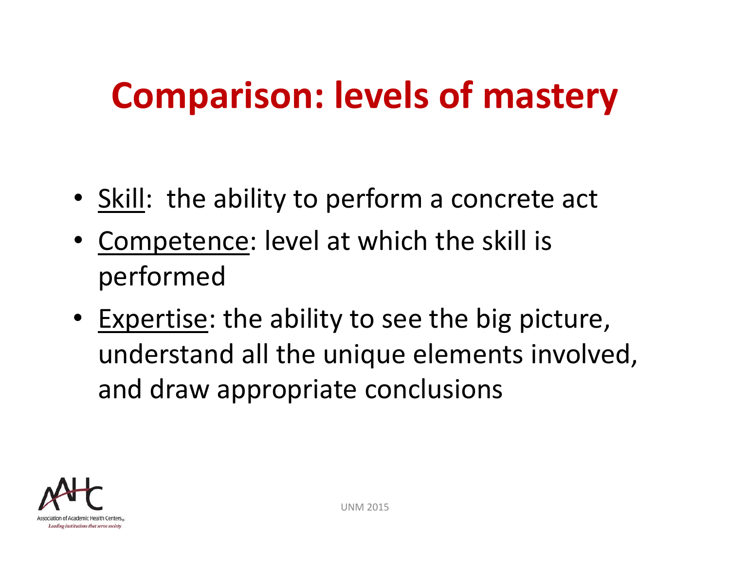# Comparison: levels of mastery

- Skill: the ability to perform a concrete act
- Competence: level at which the skill is performed
- Expertise: the ability to see the big picture, understand all the unique elements involved, and draw appropriate conclusions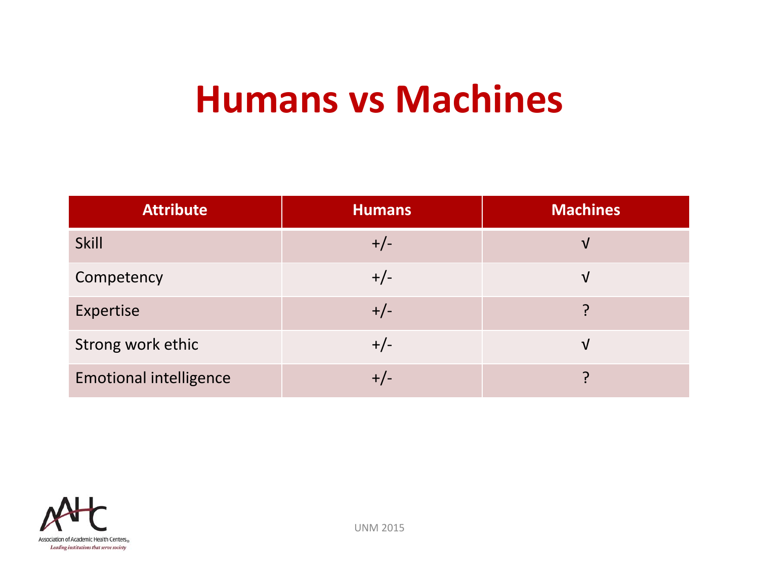# Humans vs Machines

| Attribute | Humans | Machines |
|---|---|---|
| Skill | +/- | √ |
| Competency | +/- | √ |
| Expertise | +/- | ? |
| Strong work ethic | +/- | √ |
| Emotional intelligence | +/- | ? |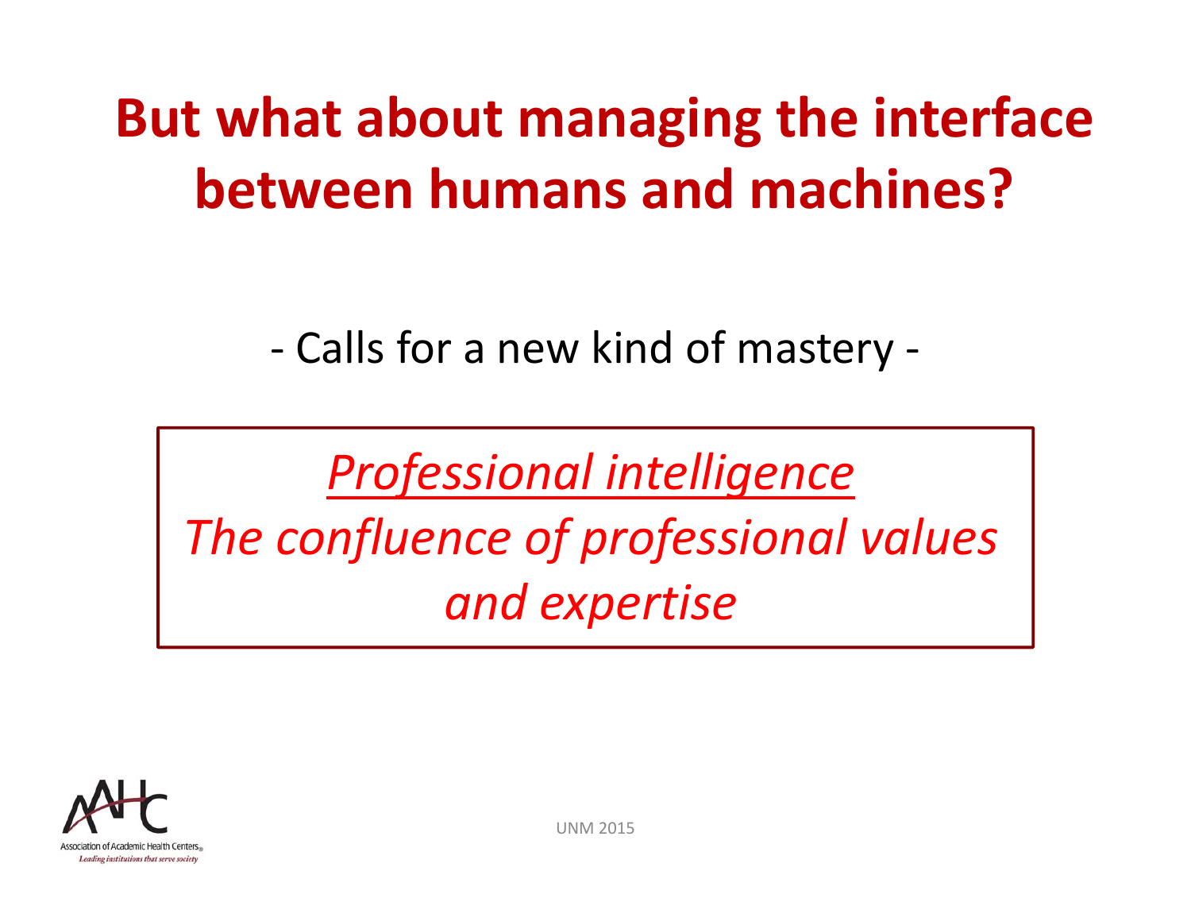# But what about managing the interface between humans and machines?

\- Calls for a new kind of mastery -

*Professional intelligence*

*The confluence of professional values and expertise*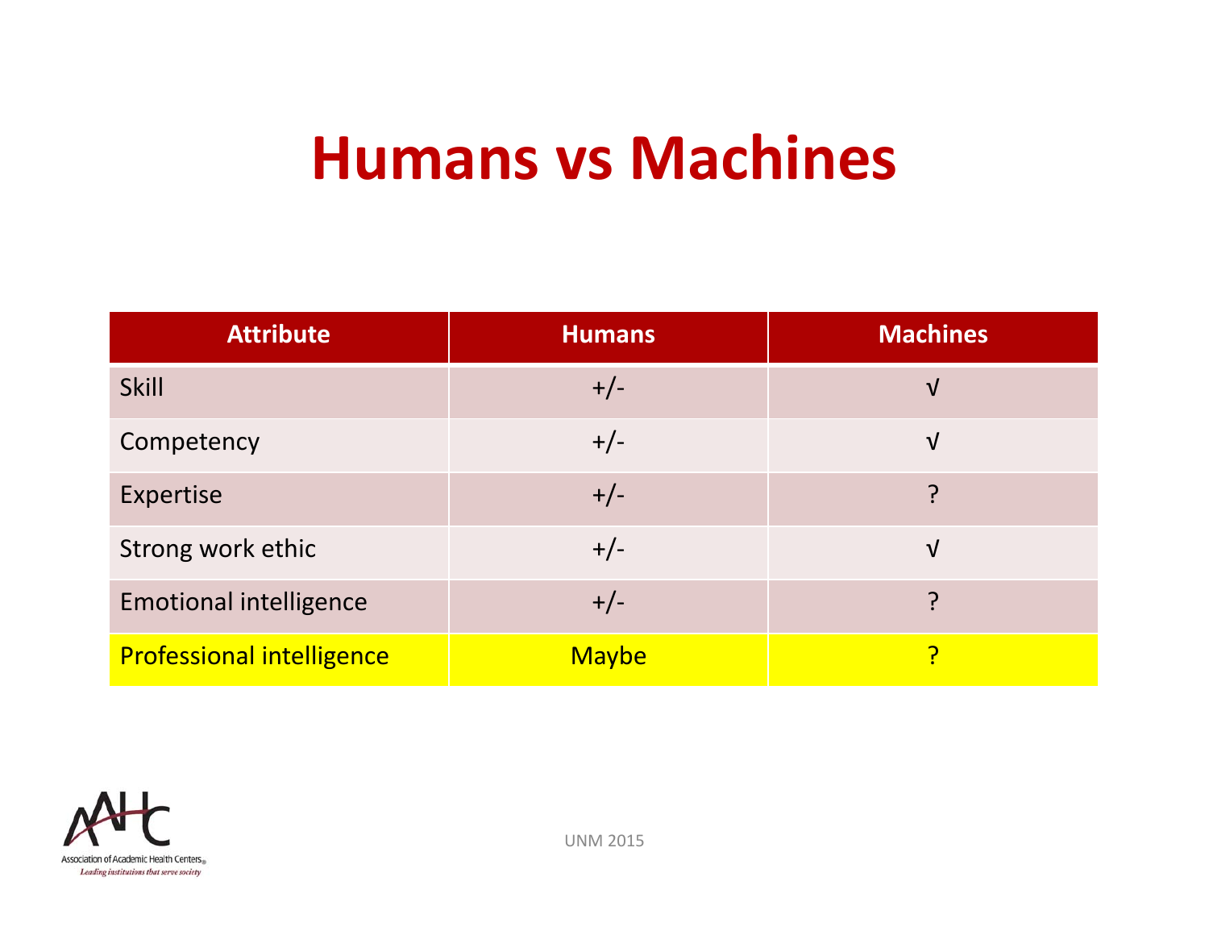# Humans vs Machines

| Attribute | Humans | Machines |
|---|---|---|
| Skill | +/- | √ |
| Competency | +/- | √ |
| Expertise | +/- | ? |
| Strong work ethic | +/- | √ |
| Emotional intelligence | +/- | ? |
| Professional intelligence | Maybe | ? |

Association of Academic Health Centers
*Leading institutions that serve society*

UNM 2015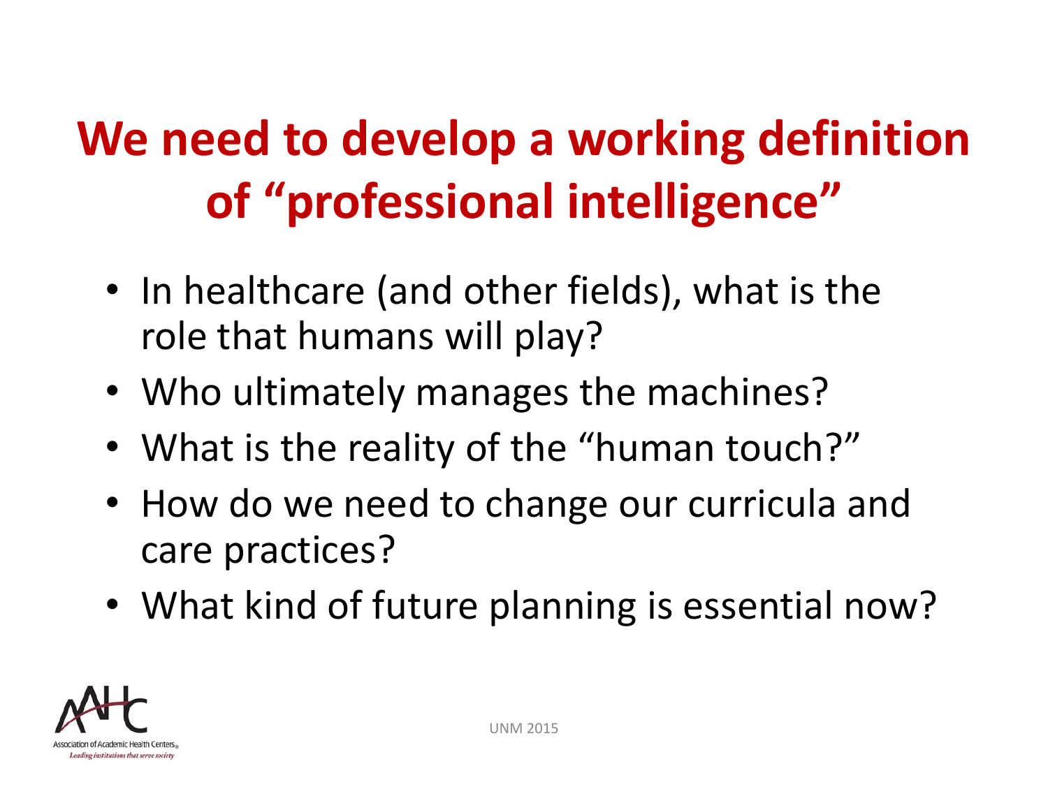# We need to develop a working definition of "professional intelligence"

- In healthcare (and other fields), what is the role that humans will play?
- Who ultimately manages the machines?
- What is the reality of the "human touch?"
- How do we need to change our curricula and care practices?
- What kind of future planning is essential now?

Association of Academic Health Centers
*Leading institutions that serve society*

UNM 2015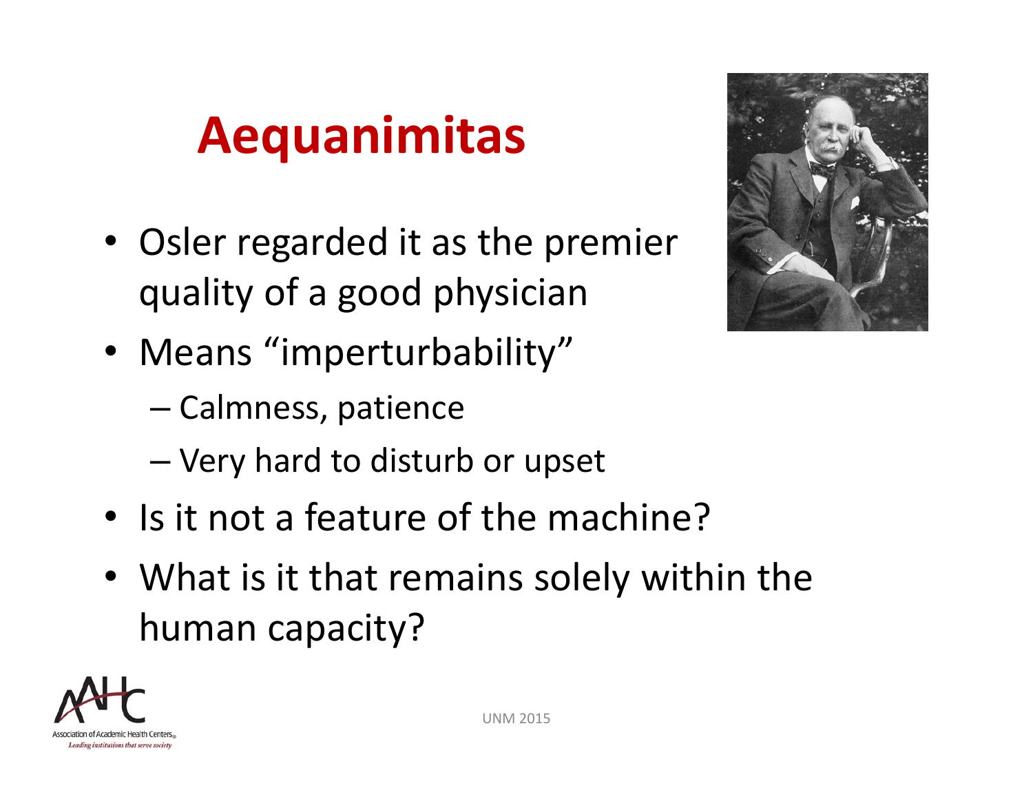# Aequanimitas

- Osler regarded it as the premier quality of a good physician
- Means "imperturbability"
  - Calmness, patience
  - Very hard to disturb or upset
- Is it not a feature of the machine?
- What is it that remains solely within the human capacity?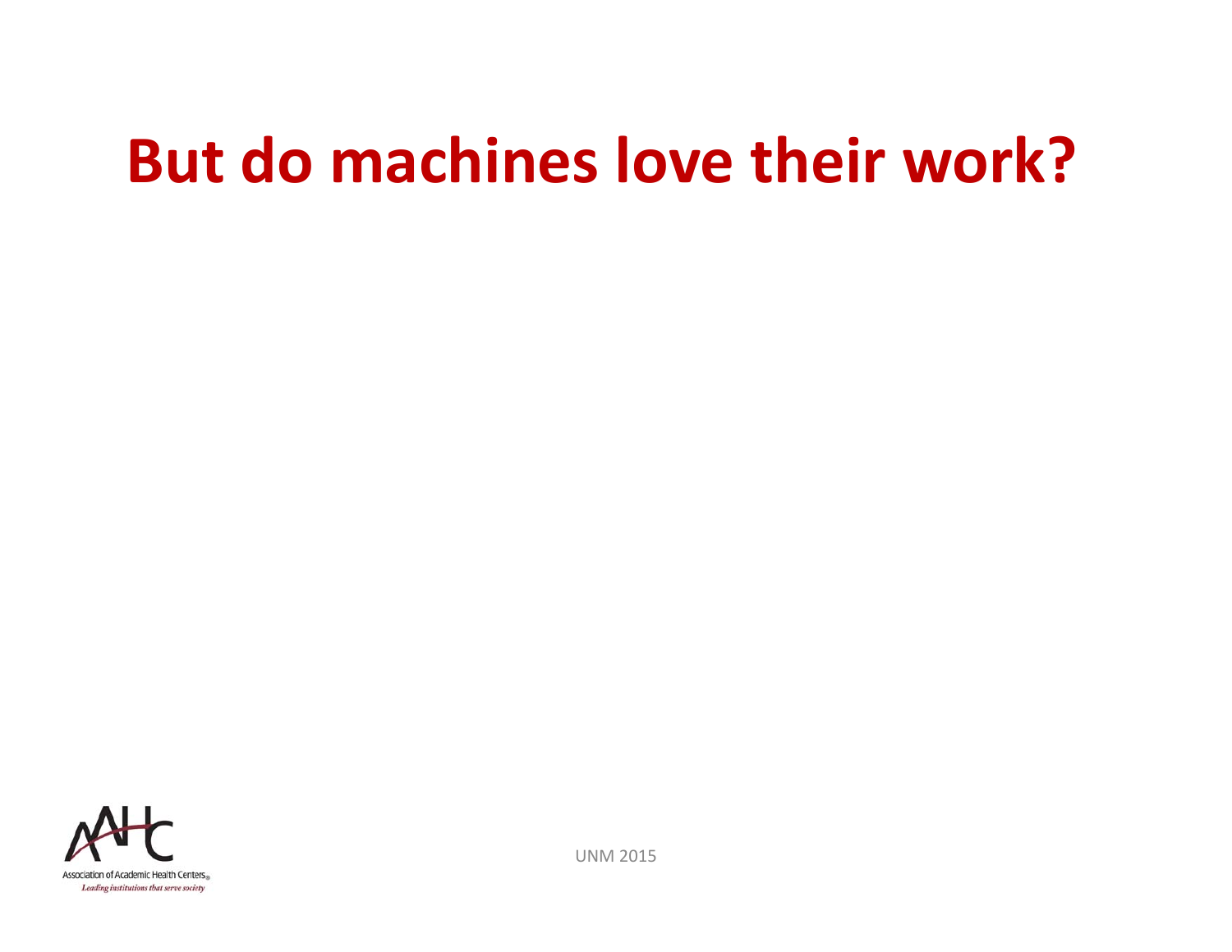# But do machines love their work?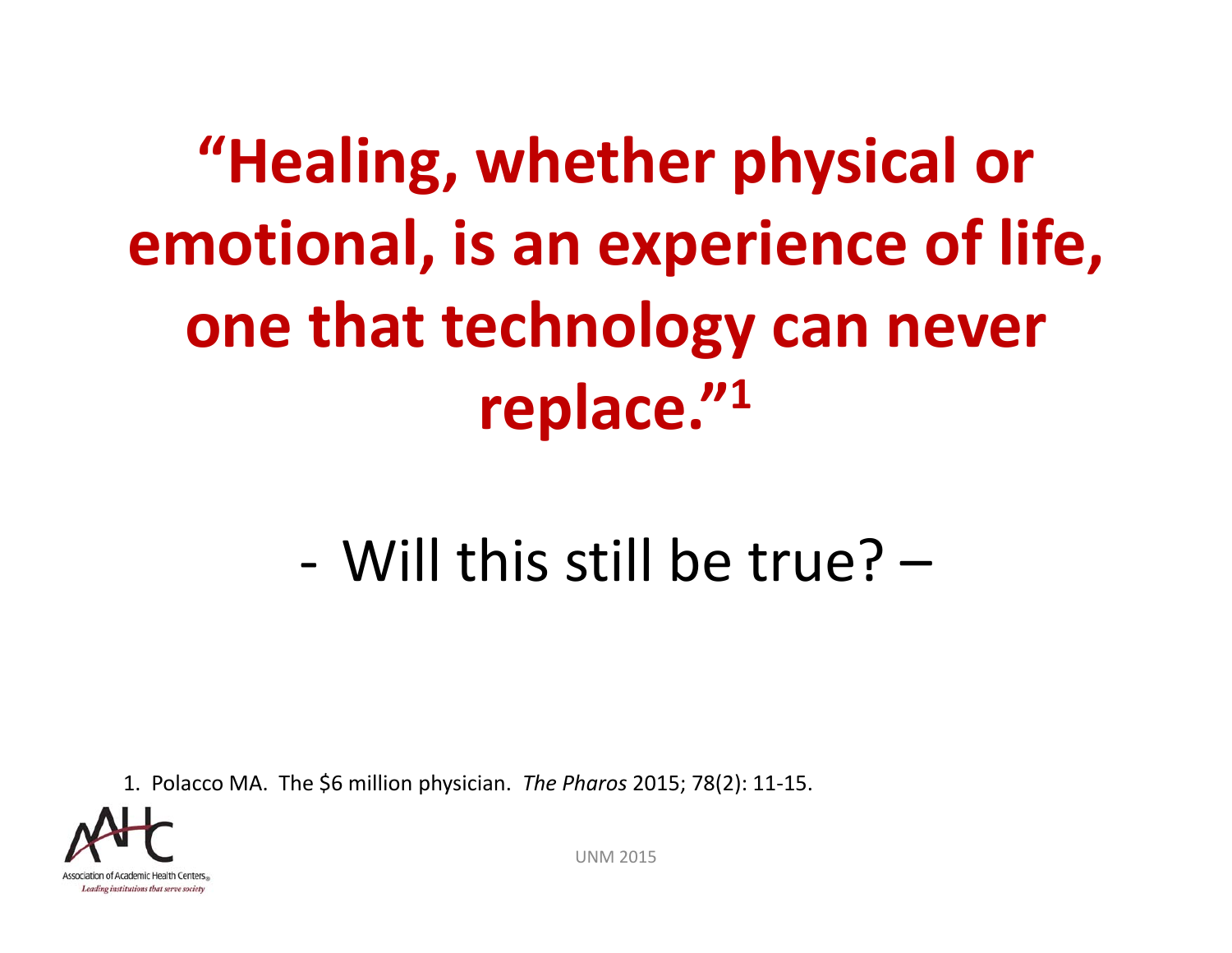# "Healing, whether physical or emotional, is an experience of life, one that technology can never replace."[1]

\- Will this still be true? –

1. Polacco MA. The $6 million physician. *The Pharos* 2015; 78(2): 11-15.

Association of Academic Health Centers
*Leading institutions that serve society*

UNM 2015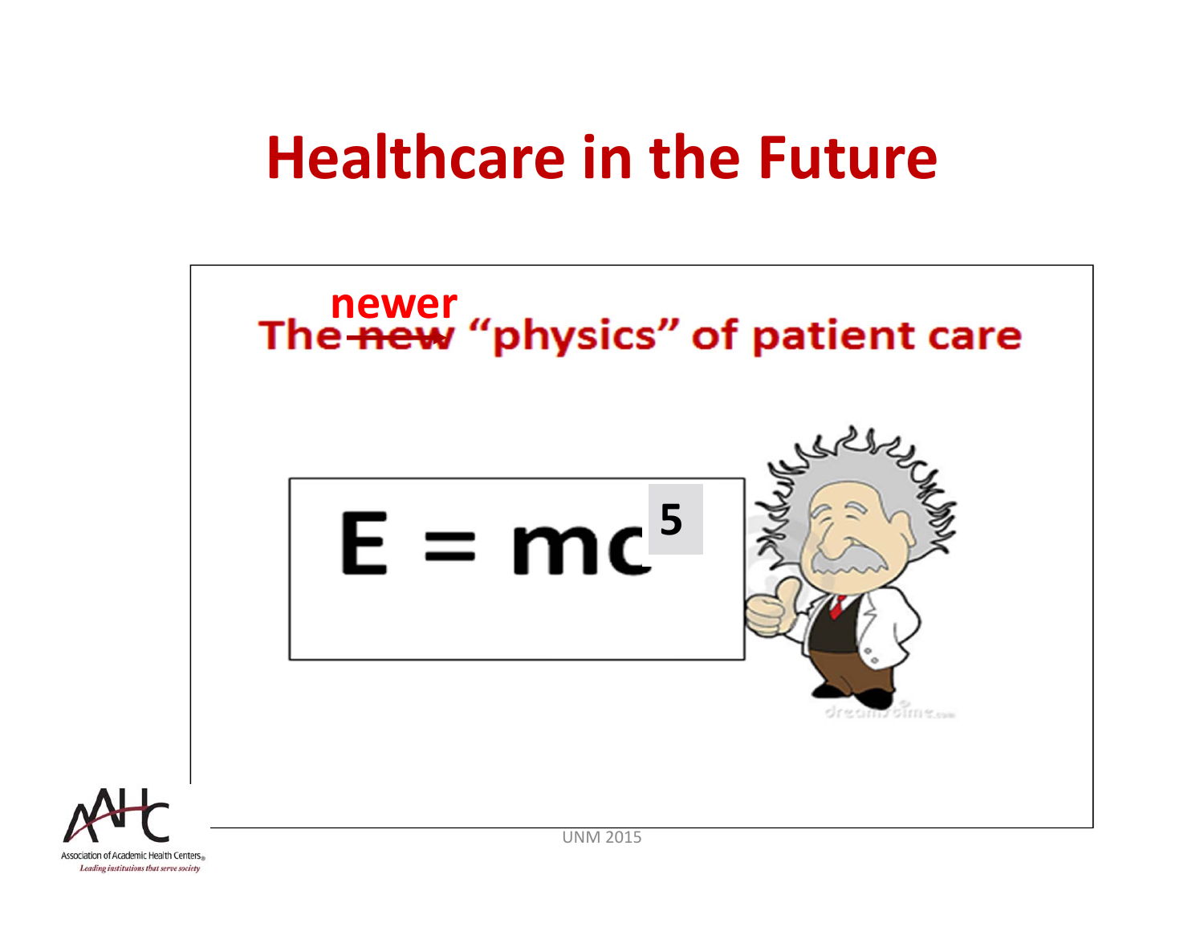# Healthcare in the Future

The ~~new~~ newer "physics" of patient care

$$E = mc^5$$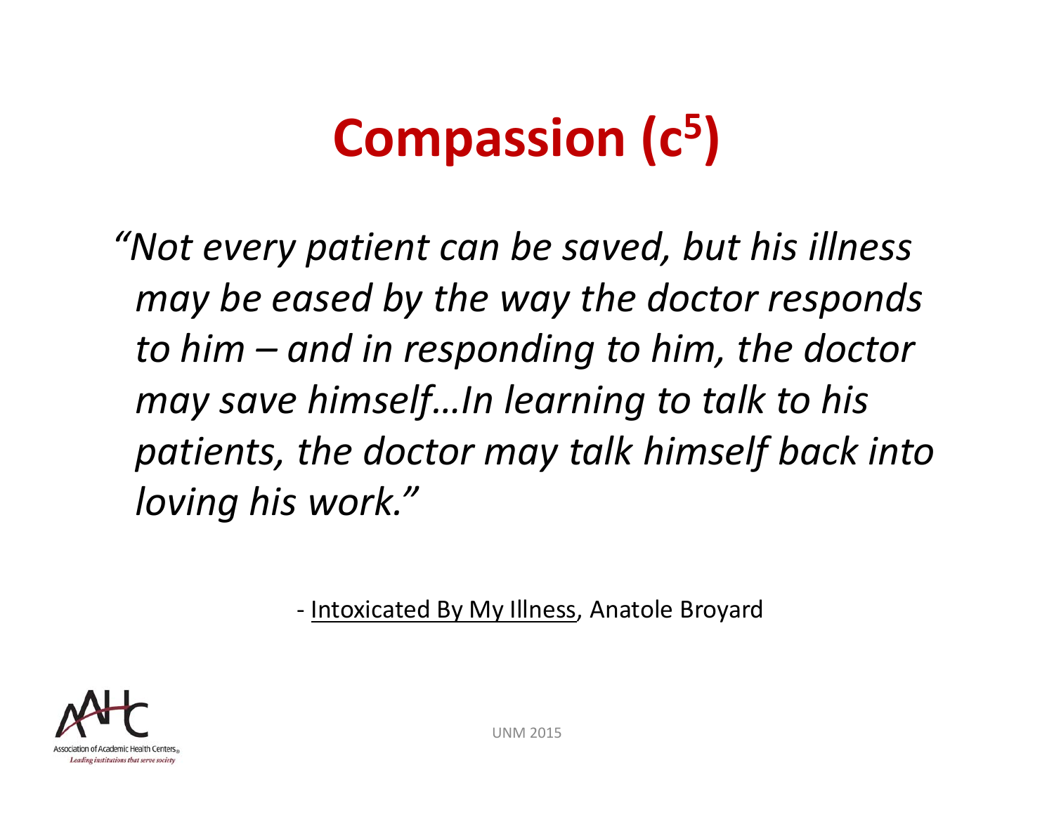# Compassion ($c^5$)

*"Not every patient can be saved, but his illness may be eased by the way the doctor responds to him – and in responding to him, the doctor may save himself…In learning to talk to his patients, the doctor may talk himself back into loving his work."*

- Intoxicated By My Illness, Anatole Broyard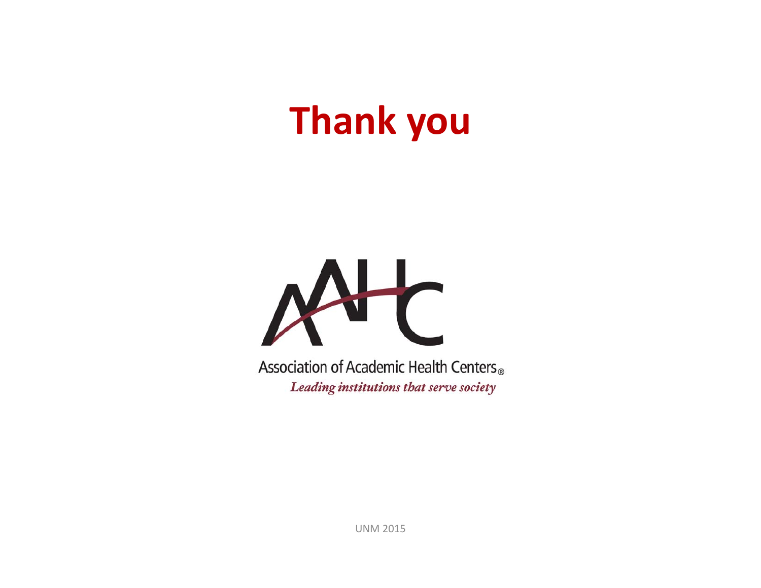# Thank you

Association of Academic Health Centers®

*Leading institutions that serve society*